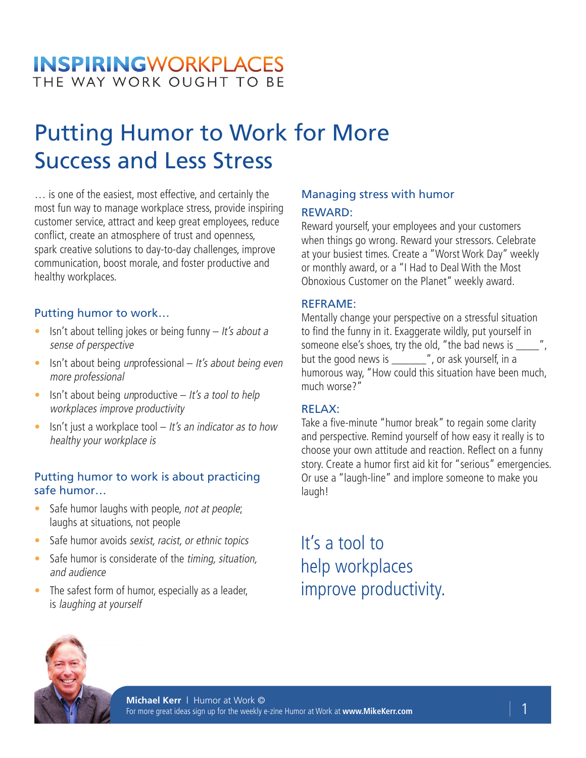INSPIRINGWORKPLACES
THE WAY WORK OUGHT TO BE

# Putting Humor to Work for More Success and Less Stress

… is one of the easiest, most effective, and certainly the most fun way to manage workplace stress, provide inspiring customer service, attract and keep great employees, reduce conflict, create an atmosphere of trust and openness, spark creative solutions to day-to-day challenges, improve communication, boost morale, and foster productive and healthy workplaces.

## Putting humor to work…

- Isn't about telling jokes or being funny – *It's about a sense of perspective*
- Isn't about being *un*professional – *It's about being even more professional*
- Isn't about being *un*productive – *It's a tool to help workplaces improve productivity*
- Isn't just a workplace tool – *It's an indicator as to how healthy your workplace is*

## Putting humor to work is about practicing safe humor…

- Safe humor laughs with people, *not at people*; laughs at situations, not people
- Safe humor avoids *sexist, racist, or ethnic topics*
- Safe humor is considerate of the *timing, situation, and audience*
- The safest form of humor, especially as a leader, is *laughing at yourself*

## Managing stress with humor

### REWARD:

Reward yourself, your employees and your customers when things go wrong. Reward your stressors. Celebrate at your busiest times. Create a "Worst Work Day" weekly or monthly award, or a "I Had to Deal With the Most Obnoxious Customer on the Planet" weekly award.

### REFRAME:

Mentally change your perspective on a stressful situation to find the funny in it. Exaggerate wildly, put yourself in someone else's shoes, try the old, "the bad news is ____", but the good news is _______", or ask yourself, in a humorous way, "How could this situation have been much, much worse?"

### RELAX:

Take a five-minute "humor break" to regain some clarity and perspective. Remind yourself of how easy it really is to choose your own attitude and reaction. Reflect on a funny story. Create a humor first aid kit for "serious" emergencies. Or use a "laugh-line" and implore someone to make you laugh!

It's a tool to help workplaces improve productivity.

**Michael Kerr** | Humor at Work ©
For more great ideas sign up for the weekly e-zine Humor at Work at **www.MikeKerr.com**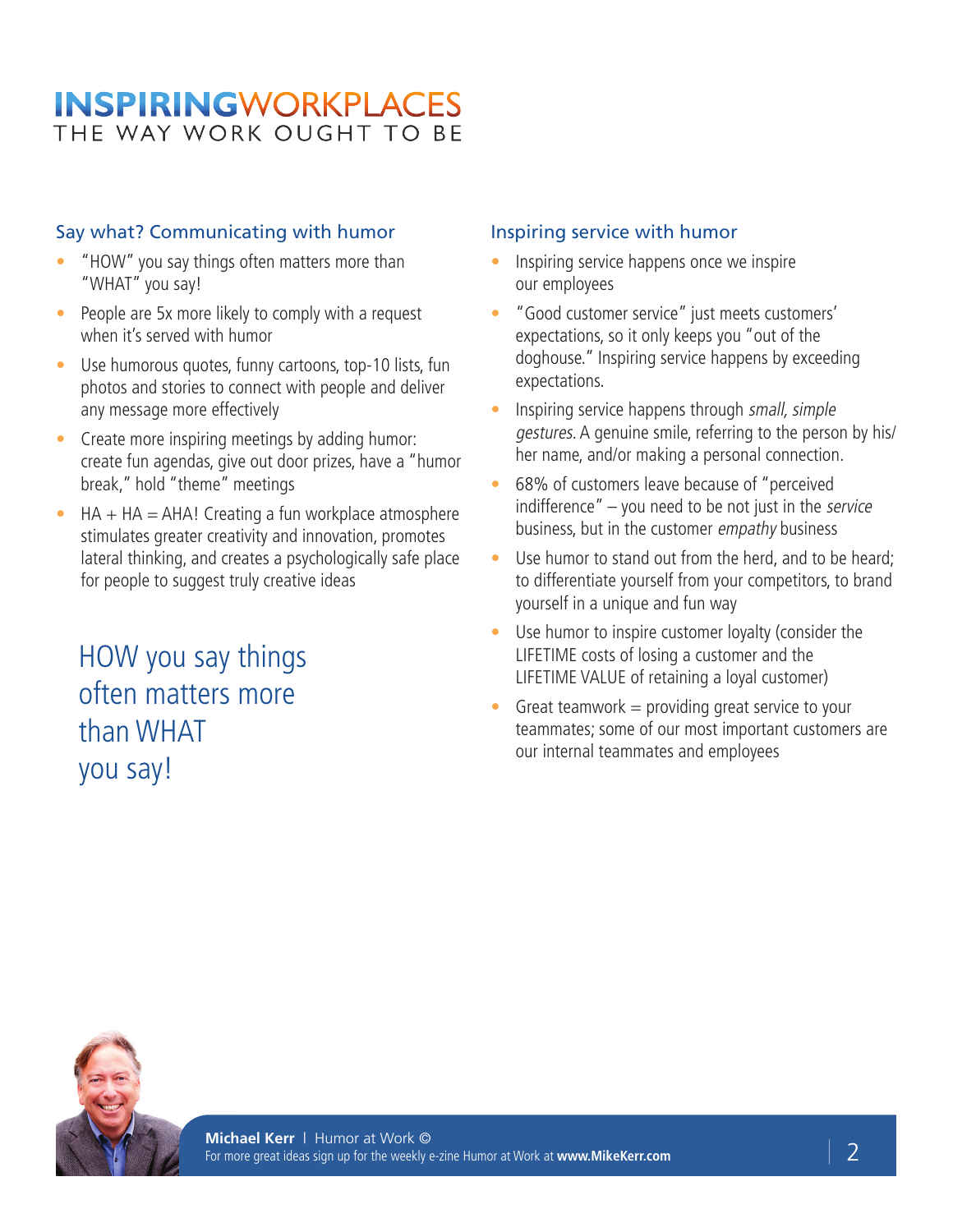## Say what? Communicating with humor

- "HOW" you say things often matters more than "WHAT" you say!
- People are 5x more likely to comply with a request when it's served with humor
- Use humorous quotes, funny cartoons, top-10 lists, fun photos and stories to connect with people and deliver any message more effectively
- Create more inspiring meetings by adding humor: create fun agendas, give out door prizes, have a "humor break," hold "theme" meetings
- HA + HA = AHA! Creating a fun workplace atmosphere stimulates greater creativity and innovation, promotes lateral thinking, and creates a psychologically safe place for people to suggest truly creative ideas

> HOW you say things often matters more than WHAT you say!

## Inspiring service with humor

- Inspiring service happens once we inspire our employees
- "Good customer service" just meets customers' expectations, so it only keeps you "out of the doghouse." Inspiring service happens by exceeding expectations.
- Inspiring service happens through *small, simple gestures*. A genuine smile, referring to the person by his/her name, and/or making a personal connection.
- 68% of customers leave because of "perceived indifference" – you need to be not just in the *service* business, but in the customer *empathy* business
- Use humor to stand out from the herd, and to be heard; to differentiate yourself from your competitors, to brand yourself in a unique and fun way
- Use humor to inspire customer loyalty (consider the LIFETIME costs of losing a customer and the LIFETIME VALUE of retaining a loyal customer)
- Great teamwork = providing great service to your teammates; some of our most important customers are our internal teammates and employees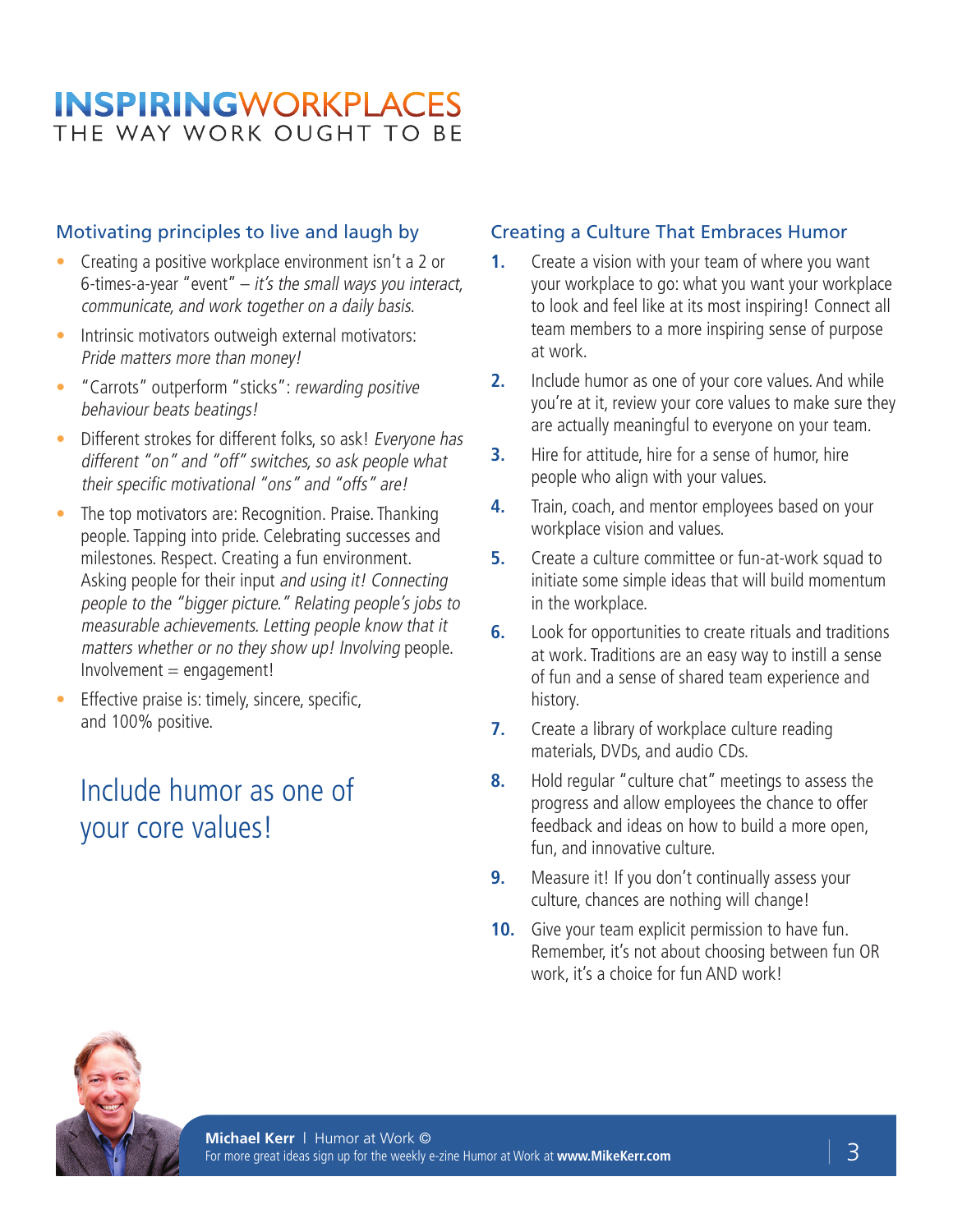# INSPIRINGWORKPLACES
THE WAY WORK OUGHT TO BE

## Motivating principles to live and laugh by

- Creating a positive workplace environment isn't a 2 or 6-times-a-year "event" – *it's the small ways you interact, communicate, and work together on a daily basis.*
- Intrinsic motivators outweigh external motivators: *Pride matters more than money!*
- "Carrots" outperform "sticks": *rewarding positive behaviour beats beatings!*
- Different strokes for different folks, so ask! *Everyone has different "on" and "off" switches, so ask people what their specific motivational "ons" and "offs" are!*
- The top motivators are: Recognition. Praise. Thanking people. Tapping into pride. Celebrating successes and milestones. Respect. Creating a fun environment. Asking people for their input *and using it! Connecting people to the "bigger picture." Relating people's jobs to measurable achievements. Letting people know that it matters whether or no they show up! Involving* people. Involvement = engagement!
- Effective praise is: timely, sincere, specific, and 100% positive.

## Include humor as one of your core values!

## Creating a Culture That Embraces Humor

1. Create a vision with your team of where you want your workplace to go: what you want your workplace to look and feel like at its most inspiring! Connect all team members to a more inspiring sense of purpose at work.
2. Include humor as one of your core values. And while you're at it, review your core values to make sure they are actually meaningful to everyone on your team.
3. Hire for attitude, hire for a sense of humor, hire people who align with your values.
4. Train, coach, and mentor employees based on your workplace vision and values.
5. Create a culture committee or fun-at-work squad to initiate some simple ideas that will build momentum in the workplace.
6. Look for opportunities to create rituals and traditions at work. Traditions are an easy way to instill a sense of fun and a sense of shared team experience and history.
7. Create a library of workplace culture reading materials, DVDs, and audio CDs.
8. Hold regular "culture chat" meetings to assess the progress and allow employees the chance to offer feedback and ideas on how to build a more open, fun, and innovative culture.
9. Measure it! If you don't continually assess your culture, chances are nothing will change!
10. Give your team explicit permission to have fun. Remember, it's not about choosing between fun OR work, it's a choice for fun AND work!

**Michael Kerr** | Humor at Work ©
For more great ideas sign up for the weekly e-zine Humor at Work at **www.MikeKerr.com**